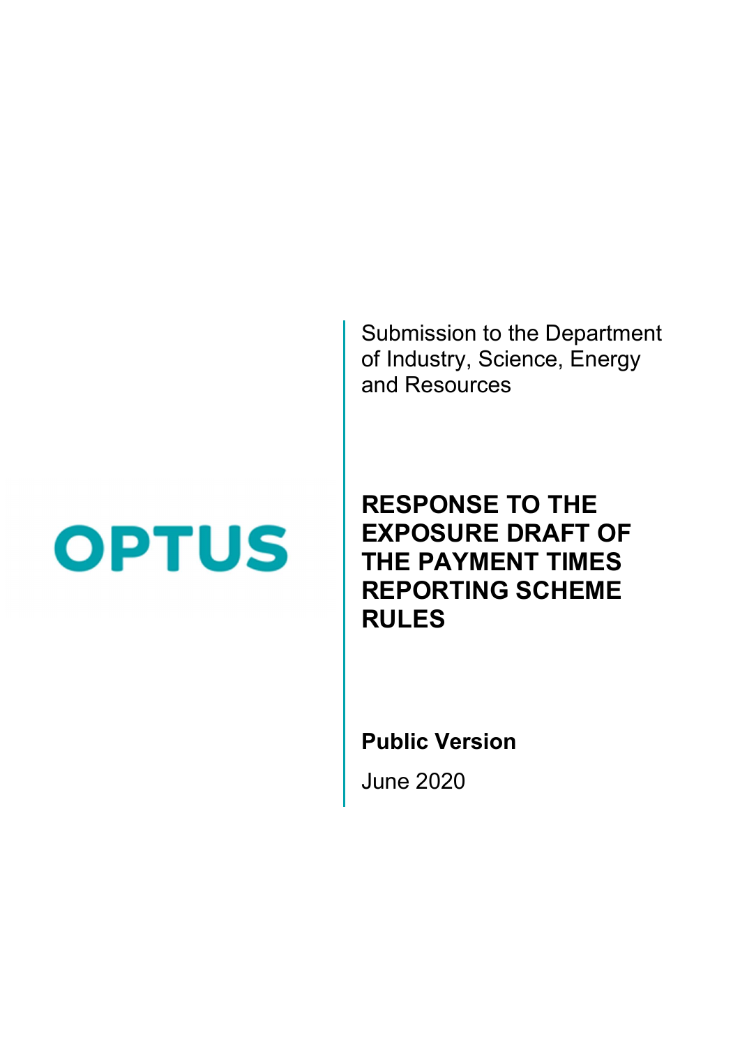OPTUS

Submission to the Department of Industry, Science, Energy and Resources

# RESPONSE TO THE EXPOSURE DRAFT OF THE PAYMENT TIMES REPORTING SCHEME RULES

**Public Version**

June 2020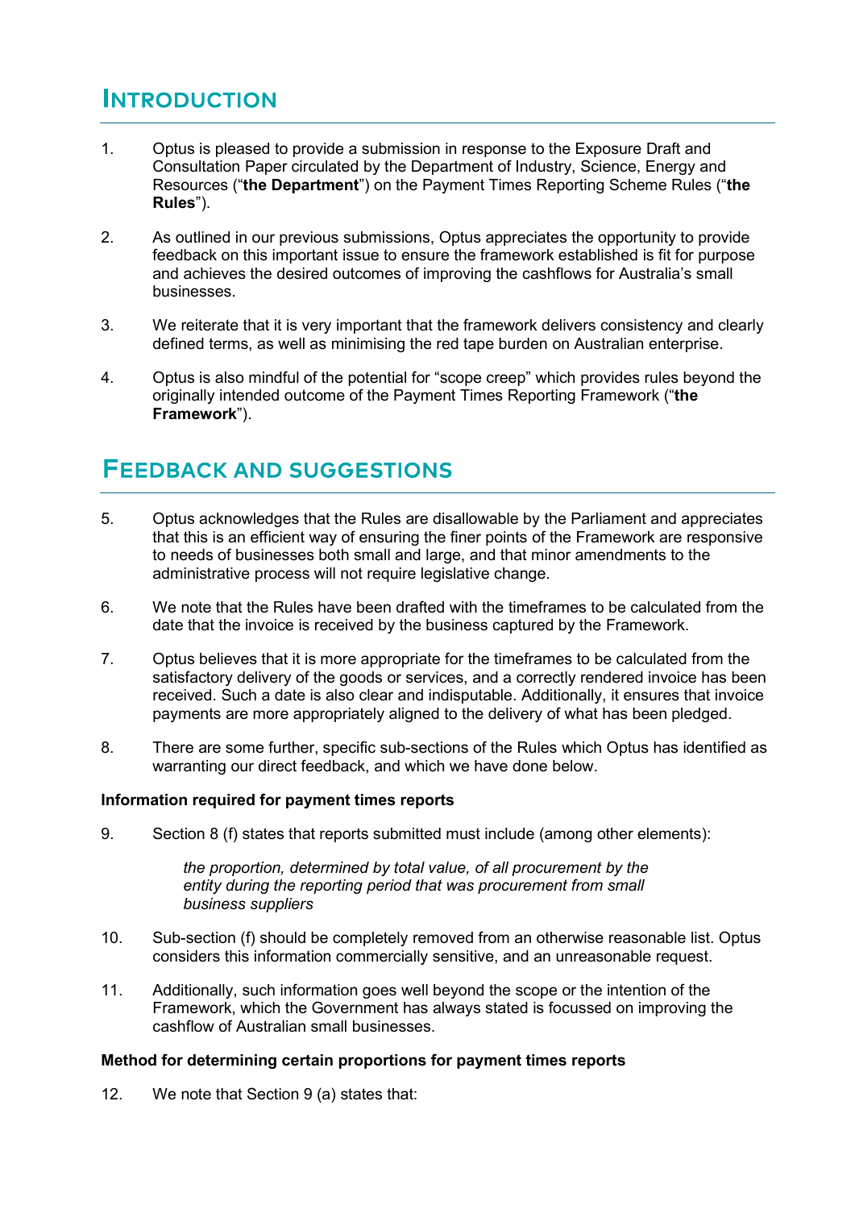## Introduction

1. Optus is pleased to provide a submission in response to the Exposure Draft and Consultation Paper circulated by the Department of Industry, Science, Energy and Resources ("**the Department**") on the Payment Times Reporting Scheme Rules ("**the Rules**").

2. As outlined in our previous submissions, Optus appreciates the opportunity to provide feedback on this important issue to ensure the framework established is fit for purpose and achieves the desired outcomes of improving the cashflows for Australia's small businesses.

3. We reiterate that it is very important that the framework delivers consistency and clearly defined terms, as well as minimising the red tape burden on Australian enterprise.

4. Optus is also mindful of the potential for "scope creep" which provides rules beyond the originally intended outcome of the Payment Times Reporting Framework ("**the Framework**").

## Feedback and suggestions

5. Optus acknowledges that the Rules are disallowable by the Parliament and appreciates that this is an efficient way of ensuring the finer points of the Framework are responsive to needs of businesses both small and large, and that minor amendments to the administrative process will not require legislative change.

6. We note that the Rules have been drafted with the timeframes to be calculated from the date that the invoice is received by the business captured by the Framework.

7. Optus believes that it is more appropriate for the timeframes to be calculated from the satisfactory delivery of the goods or services, and a correctly rendered invoice has been received. Such a date is also clear and indisputable. Additionally, it ensures that invoice payments are more appropriately aligned to the delivery of what has been pledged.

8. There are some further, specific sub-sections of the Rules which Optus has identified as warranting our direct feedback, and which we have done below.

**Information required for payment times reports**

9. Section 8 (f) states that reports submitted must include (among other elements):

   *the proportion, determined by total value, of all procurement by the entity during the reporting period that was procurement from small business suppliers*

10. Sub-section (f) should be completely removed from an otherwise reasonable list. Optus considers this information commercially sensitive, and an unreasonable request.

11. Additionally, such information goes well beyond the scope or the intention of the Framework, which the Government has always stated is focussed on improving the cashflow of Australian small businesses.

**Method for determining certain proportions for payment times reports**

12. We note that Section 9 (a) states that: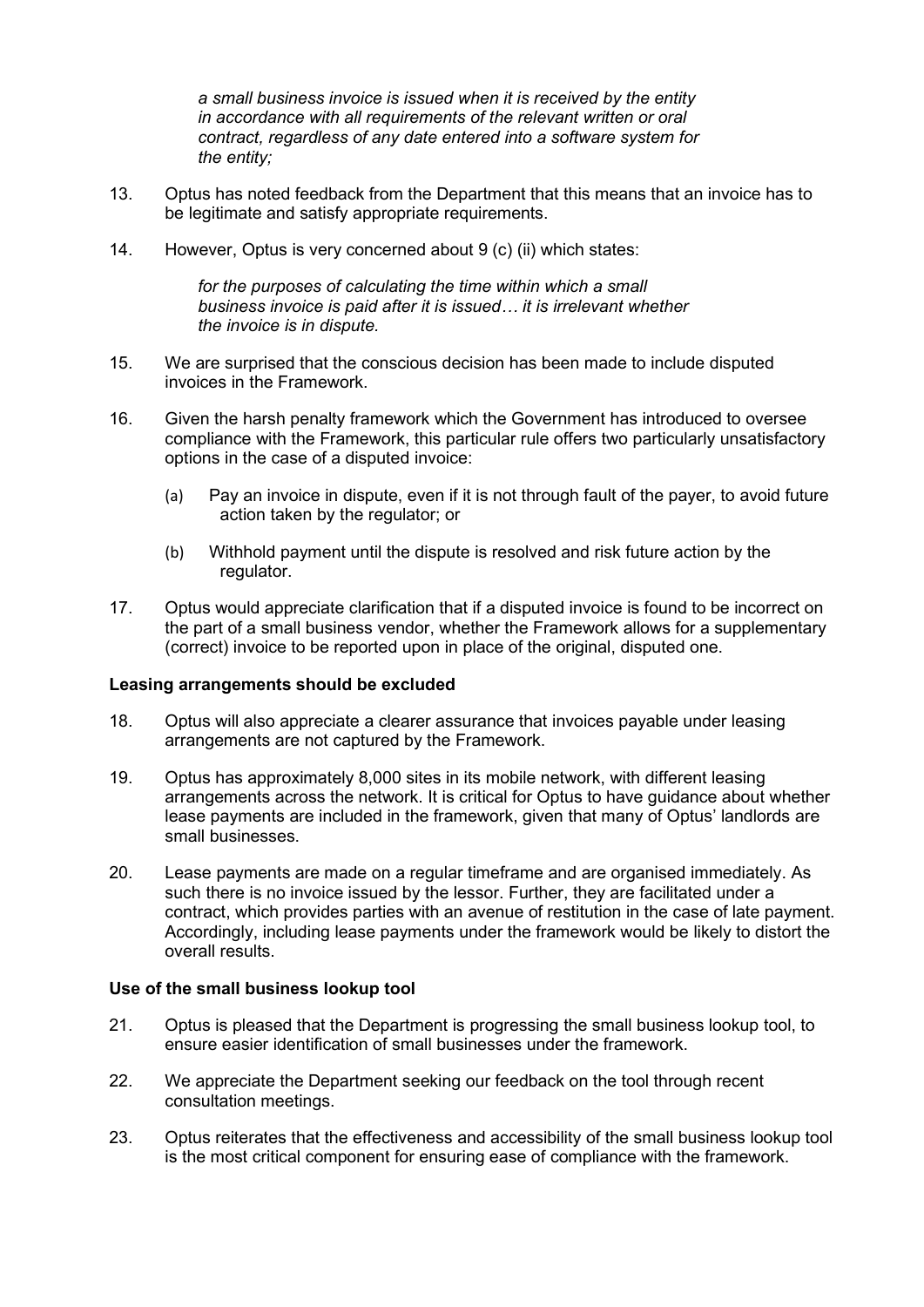> *a small business invoice is issued when it is received by the entity in accordance with all requirements of the relevant written or oral contract, regardless of any date entered into a software system for the entity;*

13. Optus has noted feedback from the Department that this means that an invoice has to be legitimate and satisfy appropriate requirements.

14. However, Optus is very concerned about 9 (c) (ii) which states:

> *for the purposes of calculating the time within which a small business invoice is paid after it is issued… it is irrelevant whether the invoice is in dispute.*

15. We are surprised that the conscious decision has been made to include disputed invoices in the Framework.

16. Given the harsh penalty framework which the Government has introduced to oversee compliance with the Framework, this particular rule offers two particularly unsatisfactory options in the case of a disputed invoice:

    (a) Pay an invoice in dispute, even if it is not through fault of the payer, to avoid future action taken by the regulator; or

    (b) Withhold payment until the dispute is resolved and risk future action by the regulator.

17. Optus would appreciate clarification that if a disputed invoice is found to be incorrect on the part of a small business vendor, whether the Framework allows for a supplementary (correct) invoice to be reported upon in place of the original, disputed one.

**Leasing arrangements should be excluded**

18. Optus will also appreciate a clearer assurance that invoices payable under leasing arrangements are not captured by the Framework.

19. Optus has approximately 8,000 sites in its mobile network, with different leasing arrangements across the network. It is critical for Optus to have guidance about whether lease payments are included in the framework, given that many of Optus' landlords are small businesses.

20. Lease payments are made on a regular timeframe and are organised immediately. As such there is no invoice issued by the lessor. Further, they are facilitated under a contract, which provides parties with an avenue of restitution in the case of late payment. Accordingly, including lease payments under the framework would be likely to distort the overall results.

**Use of the small business lookup tool**

21. Optus is pleased that the Department is progressing the small business lookup tool, to ensure easier identification of small businesses under the framework.

22. We appreciate the Department seeking our feedback on the tool through recent consultation meetings.

23. Optus reiterates that the effectiveness and accessibility of the small business lookup tool is the most critical component for ensuring ease of compliance with the framework.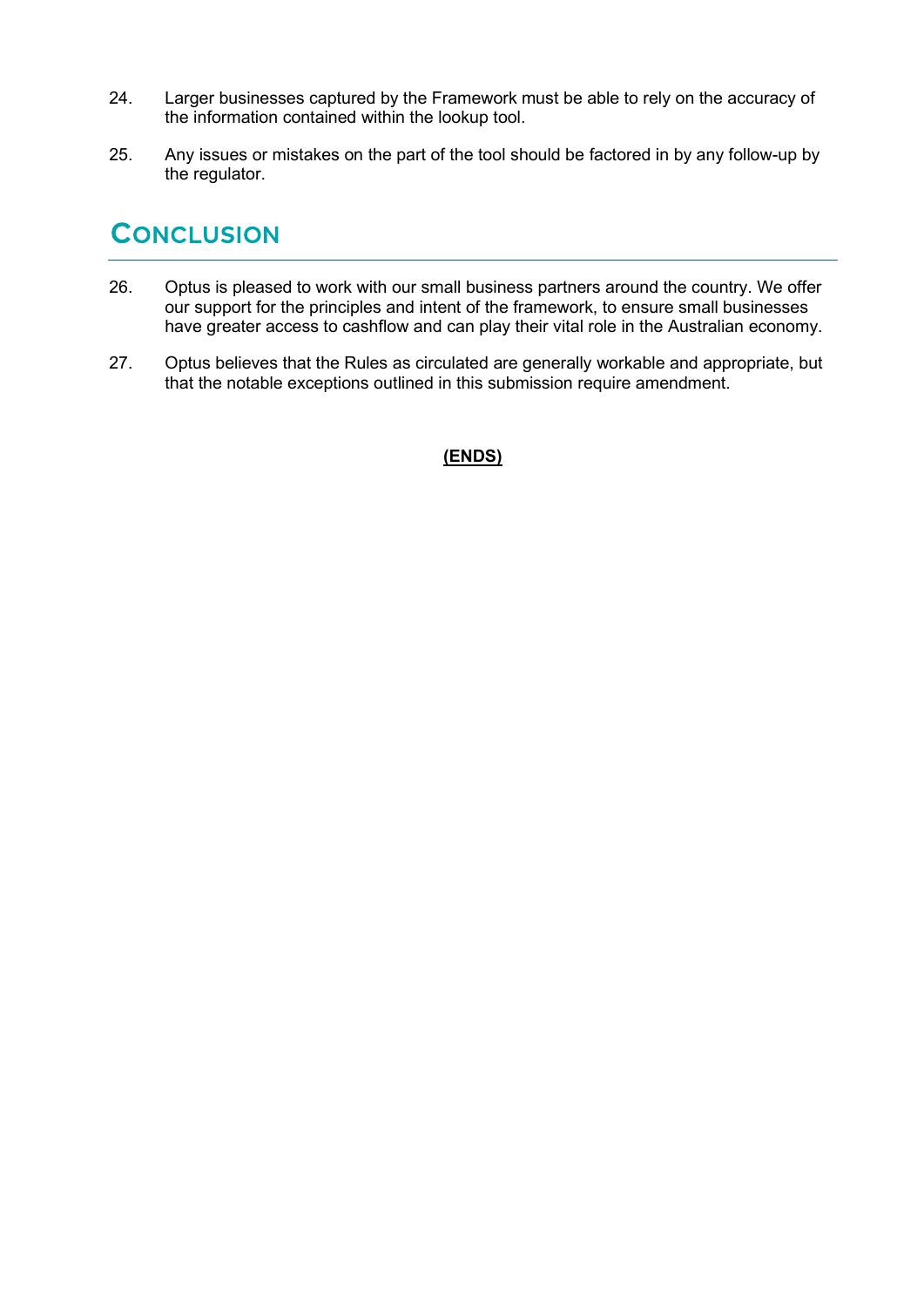24. Larger businesses captured by the Framework must be able to rely on the accuracy of the information contained within the lookup tool.

25. Any issues or mistakes on the part of the tool should be factored in by any follow-up by the regulator.

## Conclusion

26. Optus is pleased to work with our small business partners around the country. We offer our support for the principles and intent of the framework, to ensure small businesses have greater access to cashflow and can play their vital role in the Australian economy.

27. Optus believes that the Rules as circulated are generally workable and appropriate, but that the notable exceptions outlined in this submission require amendment.

**(ENDS)**